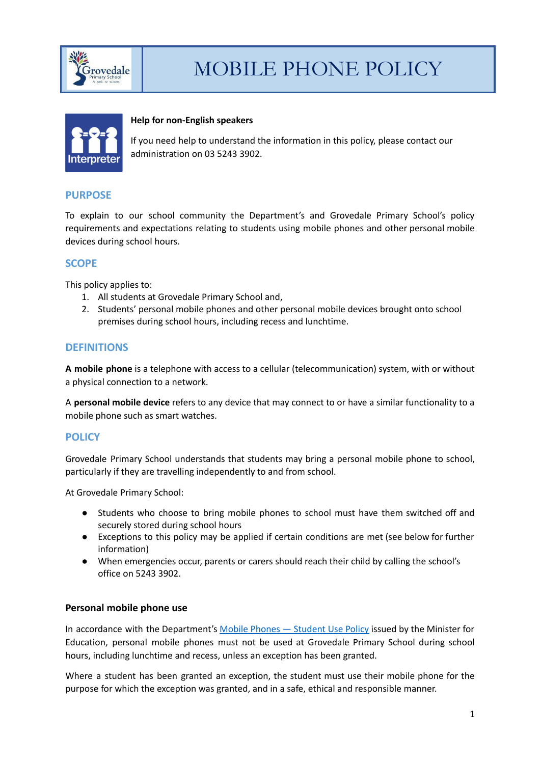# MOBILE PHONE POLICY

**Help for non-English speakers**

If you need help to understand the information in this policy, please contact our administration on 03 5243 3902.

## PURPOSE

To explain to our school community the Department's and Grovedale Primary School's policy requirements and expectations relating to students using mobile phones and other personal mobile devices during school hours.

## SCOPE

This policy applies to:

1. All students at Grovedale Primary School and,
2. Students' personal mobile phones and other personal mobile devices brought onto school premises during school hours, including recess and lunchtime.

## DEFINITIONS

**A mobile phone** is a telephone with access to a cellular (telecommunication) system, with or without a physical connection to a network.

A **personal mobile device** refers to any device that may connect to or have a similar functionality to a mobile phone such as smart watches.

## POLICY

Grovedale Primary School understands that students may bring a personal mobile phone to school, particularly if they are travelling independently to and from school.

At Grovedale Primary School:

- Students who choose to bring mobile phones to school must have them switched off and securely stored during school hours
- Exceptions to this policy may be applied if certain conditions are met (see below for further information)
- When emergencies occur, parents or carers should reach their child by calling the school's office on 5243 3902.

### Personal mobile phone use

In accordance with the Department's [Mobile Phones — Student Use Policy] issued by the Minister for Education, personal mobile phones must not be used at Grovedale Primary School during school hours, including lunchtime and recess, unless an exception has been granted.

Where a student has been granted an exception, the student must use their mobile phone for the purpose for which the exception was granted, and in a safe, ethical and responsible manner.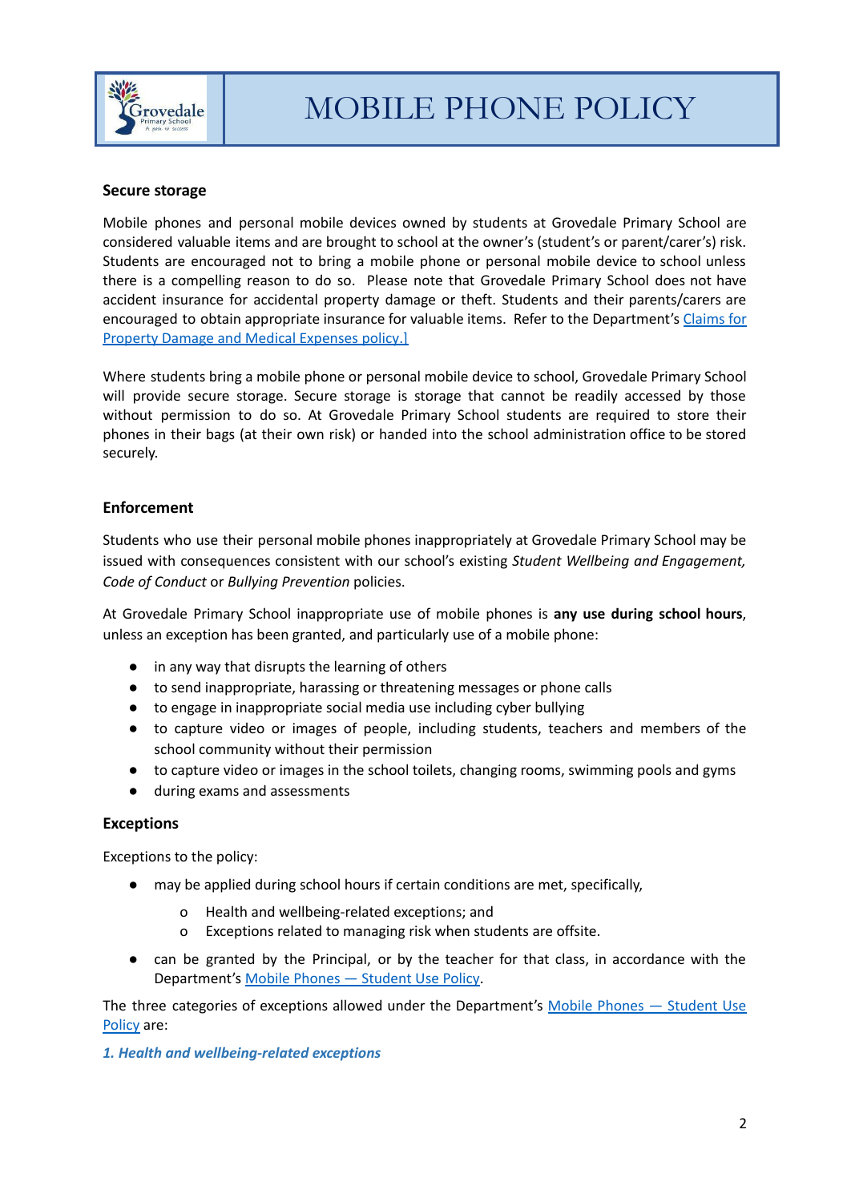### Secure storage

Mobile phones and personal mobile devices owned by students at Grovedale Primary School are considered valuable items and are brought to school at the owner's (student's or parent/carer's) risk. Students are encouraged not to bring a mobile phone or personal mobile device to school unless there is a compelling reason to do so. Please note that Grovedale Primary School does not have accident insurance for accidental property damage or theft. Students and their parents/carers are encouraged to obtain appropriate insurance for valuable items. Refer to the Department's [Claims for Property Damage and Medical Expenses policy.]

Where students bring a mobile phone or personal mobile device to school, Grovedale Primary School will provide secure storage. Secure storage is storage that cannot be readily accessed by those without permission to do so. At Grovedale Primary School students are required to store their phones in their bags (at their own risk) or handed into the school administration office to be stored securely.

### Enforcement

Students who use their personal mobile phones inappropriately at Grovedale Primary School may be issued with consequences consistent with our school's existing *Student Wellbeing and Engagement, Code of Conduct* or *Bullying Prevention* policies.

At Grovedale Primary School inappropriate use of mobile phones is **any use during school hours**, unless an exception has been granted, and particularly use of a mobile phone:

- in any way that disrupts the learning of others
- to send inappropriate, harassing or threatening messages or phone calls
- to engage in inappropriate social media use including cyber bullying
- to capture video or images of people, including students, teachers and members of the school community without their permission
- to capture video or images in the school toilets, changing rooms, swimming pools and gyms
- during exams and assessments

### Exceptions

Exceptions to the policy:

- may be applied during school hours if certain conditions are met, specifically,
  - Health and wellbeing-related exceptions; and
  - Exceptions related to managing risk when students are offsite.
- can be granted by the Principal, or by the teacher for that class, in accordance with the Department's Mobile Phones — Student Use Policy.

The three categories of exceptions allowed under the Department's Mobile Phones — Student Use Policy are:

***1. Health and wellbeing-related exceptions***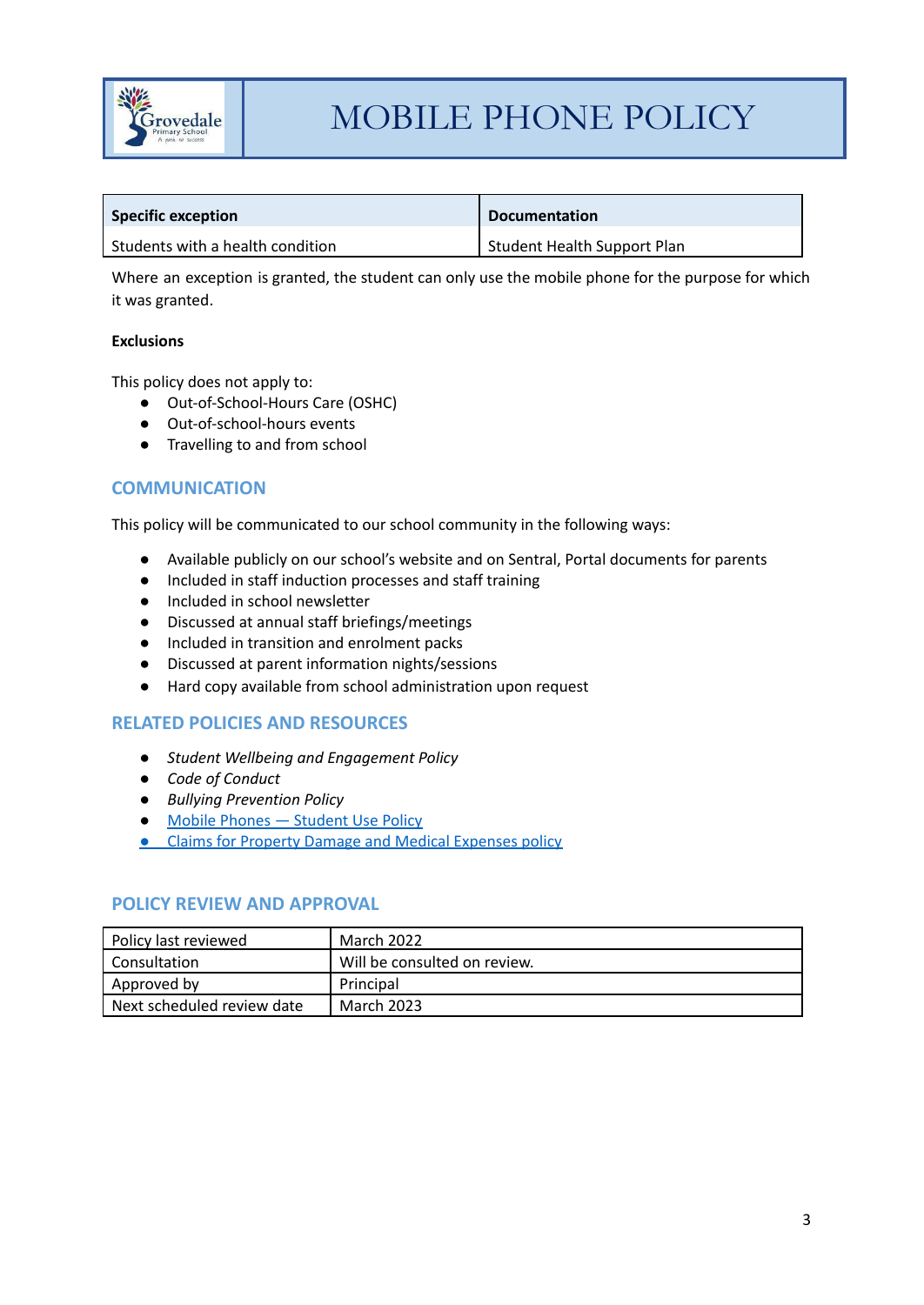# MOBILE PHONE POLICY

| Specific exception | Documentation |
| --- | --- |
| Students with a health condition | Student Health Support Plan |

Where an exception is granted, the student can only use the mobile phone for the purpose for which it was granted.

**Exclusions**

This policy does not apply to:

- Out-of-School-Hours Care (OSHC)
- Out-of-school-hours events
- Travelling to and from school

## COMMUNICATION

This policy will be communicated to our school community in the following ways:

- Available publicly on our school's website and on Sentral, Portal documents for parents
- Included in staff induction processes and staff training
- Included in school newsletter
- Discussed at annual staff briefings/meetings
- Included in transition and enrolment packs
- Discussed at parent information nights/sessions
- Hard copy available from school administration upon request

## RELATED POLICIES AND RESOURCES

- *Student Wellbeing and Engagement Policy*
- *Code of Conduct*
- *Bullying Prevention Policy*
- Mobile Phones — Student Use Policy
- Claims for Property Damage and Medical Expenses policy

## POLICY REVIEW AND APPROVAL

| | |
| --- | --- |
| Policy last reviewed | March 2022 |
| Consultation | Will be consulted on review. |
| Approved by | Principal |
| Next scheduled review date | March 2023 |